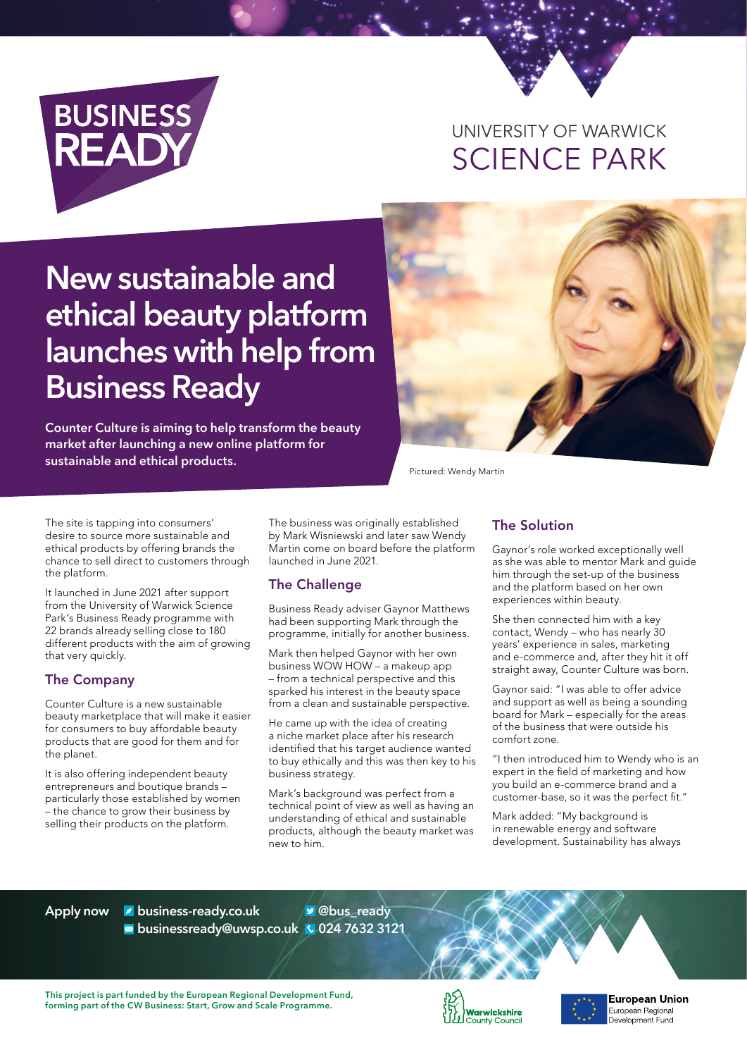BUSINESS READY

UNIVERSITY OF WARWICK SCIENCE PARK

# New sustainable and ethical beauty platform launches with help from Business Ready

**Counter Culture is aiming to help transform the beauty market after launching a new online platform for sustainable and ethical products.**

Pictured: Wendy Martin

The site is tapping into consumers' desire to source more sustainable and ethical products by offering brands the chance to sell direct to customers through the platform.

It launched in June 2021 after support from the University of Warwick Science Park's Business Ready programme with 22 brands already selling close to 180 different products with the aim of growing that very quickly.

## The Company

Counter Culture is a new sustainable beauty marketplace that will make it easier for consumers to buy affordable beauty products that are good for them and for the planet.

It is also offering independent beauty entrepreneurs and boutique brands – particularly those established by women – the chance to grow their business by selling their products on the platform.

The business was originally established by Mark Wisniewski and later saw Wendy Martin come on board before the platform launched in June 2021.

## The Challenge

Business Ready adviser Gaynor Matthews had been supporting Mark through the programme, initially for another business.

Mark then helped Gaynor with her own business WOW HOW – a makeup app – from a technical perspective and this sparked his interest in the beauty space from a clean and sustainable perspective.

He came up with the idea of creating a niche market place after his research identified that his target audience wanted to buy ethically and this was then key to his business strategy.

Mark's background was perfect from a technical point of view as well as having an understanding of ethical and sustainable products, although the beauty market was new to him.

## The Solution

Gaynor's role worked exceptionally well as she was able to mentor Mark and guide him through the set-up of the business and the platform based on her own experiences within beauty.

She then connected him with a key contact, Wendy – who has nearly 30 years' experience in sales, marketing and e-commerce and, after they hit it off straight away, Counter Culture was born.

Gaynor said: "I was able to offer advice and support as well as being a sounding board for Mark – especially for the areas of the business that were outside his comfort zone.

"I then introduced him to Wendy who is an expert in the field of marketing and how you build an e-commerce brand and a customer-base, so it was the perfect fit."

Mark added: "My background is in renewable energy and software development. Sustainability has always

**Apply now** business-ready.co.uk | @bus_ready | businessready@uwsp.co.uk | 024 7632 3121

**This project is part funded by the European Regional Development Fund, forming part of the CW Business: Start, Grow and Scale Programme.**

Warwickshire County Council

European Union European Regional Development Fund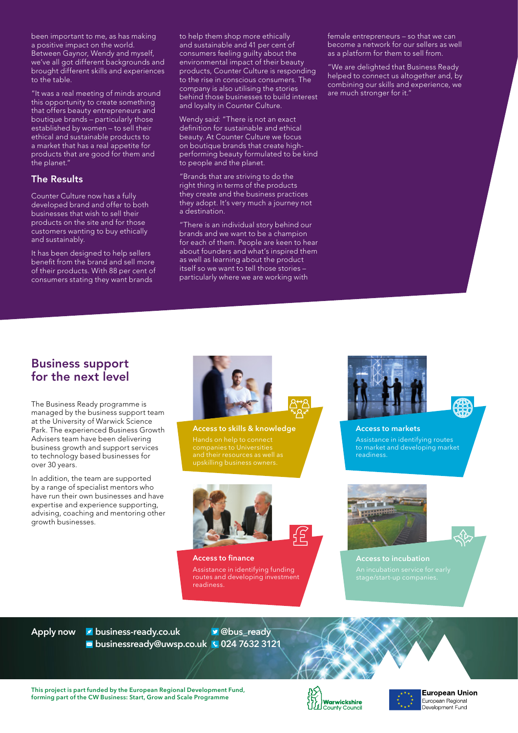been important to me, as has making a positive impact on the world. Between Gaynor, Wendy and myself, we've all got different backgrounds and brought different skills and experiences to the table.

"It was a real meeting of minds around this opportunity to create something that offers beauty entrepreneurs and boutique brands – particularly those established by women – to sell their ethical and sustainable products to a market that has a real appetite for products that are good for them and the planet."

## The Results

Counter Culture now has a fully developed brand and offer to both businesses that wish to sell their products on the site and for those customers wanting to buy ethically and sustainably.

It has been designed to help sellers benefit from the brand and sell more of their products. With 88 per cent of consumers stating they want brands to help them shop more ethically and sustainable and 41 per cent of consumers feeling guilty about the environmental impact of their beauty products, Counter Culture is responding to the rise in conscious consumers. The company is also utilising the stories behind those businesses to build interest and loyalty in Counter Culture.

Wendy said: "There is not an exact definition for sustainable and ethical beauty. At Counter Culture we focus on boutique brands that create high-performing beauty formulated to be kind to people and the planet.

"Brands that are striving to do the right thing in terms of the products they create and the business practices they adopt. It's very much a journey not a destination.

"There is an individual story behind our brands and we want to be a champion for each of them. People are keen to hear about founders and what's inspired them as well as learning about the product itself so we want to tell those stories – particularly where we are working with female entrepreneurs – so that we can become a network for our sellers as well as a platform for them to sell from.

"We are delighted that Business Ready helped to connect us altogether and, by combining our skills and experience, we are much stronger for it."

## Business support for the next level

The Business Ready programme is managed by the business support team at the University of Warwick Science Park. The experienced Business Growth Advisers team have been delivering business growth and support services to technology based businesses for over 30 years.

In addition, the team are supported by a range of specialist mentors who have run their own businesses and have expertise and experience supporting, advising, coaching and mentoring other growth businesses.

**Access to skills & knowledge**
Hands on help to connect companies to Universities and their resources as well as upskilling business owners.

**Access to markets**
Assistance in identifying routes to market and developing market readiness.

**Access to finance**
Assistance in identifying funding routes and developing investment readiness.

**Access to incubation**
An incubation service for early stage/start-up companies.

**Apply now** business-ready.co.uk | businessready@uwsp.co.uk | @bus_ready | 024 7632 3121

This project is part funded by the European Regional Development Fund, forming part of the CW Business: Start, Grow and Scale Programme

Warwickshire County Council

European Union European Regional Development Fund